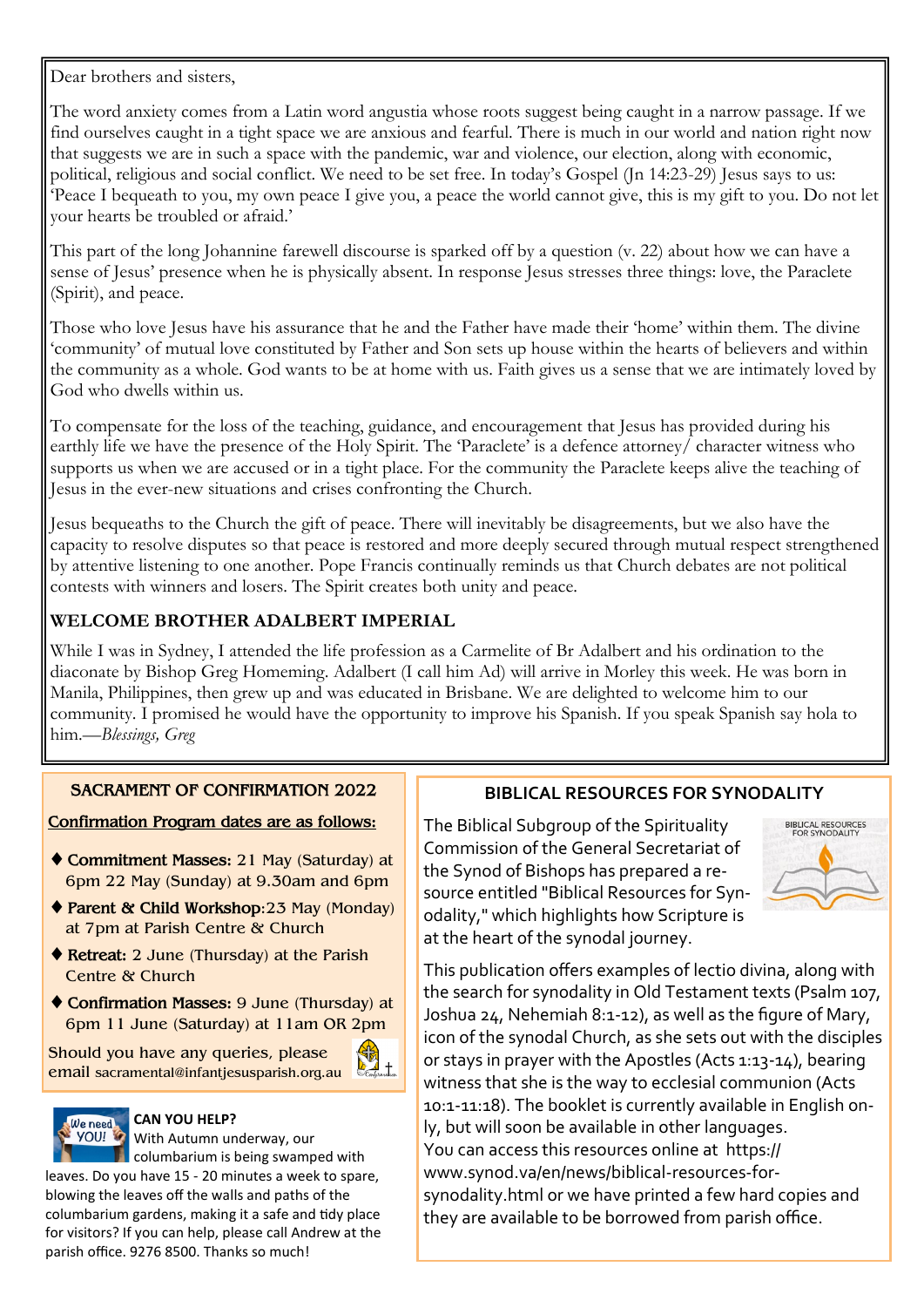Dear brothers and sisters,

The word anxiety comes from a Latin word angustia whose roots suggest being caught in a narrow passage. If we find ourselves caught in a tight space we are anxious and fearful. There is much in our world and nation right now that suggests we are in such a space with the pandemic, war and violence, our election, along with economic, political, religious and social conflict. We need to be set free. In today's Gospel (Jn 14:23-29) Jesus says to us: 'Peace I bequeath to you, my own peace I give you, a peace the world cannot give, this is my gift to you. Do not let your hearts be troubled or afraid.'

This part of the long Johannine farewell discourse is sparked off by a question (v. 22) about how we can have a sense of Jesus' presence when he is physically absent. In response Jesus stresses three things: love, the Paraclete (Spirit), and peace.

Those who love Jesus have his assurance that he and the Father have made their 'home' within them. The divine 'community' of mutual love constituted by Father and Son sets up house within the hearts of believers and within the community as a whole. God wants to be at home with us. Faith gives us a sense that we are intimately loved by God who dwells within us.

To compensate for the loss of the teaching, guidance, and encouragement that Jesus has provided during his earthly life we have the presence of the Holy Spirit. The 'Paraclete' is a defence attorney/ character witness who supports us when we are accused or in a tight place. For the community the Paraclete keeps alive the teaching of Jesus in the ever-new situations and crises confronting the Church.

Jesus bequeaths to the Church the gift of peace. There will inevitably be disagreements, but we also have the capacity to resolve disputes so that peace is restored and more deeply secured through mutual respect strengthened by attentive listening to one another. Pope Francis continually reminds us that Church debates are not political contests with winners and losers. The Spirit creates both unity and peace.

**WELCOME BROTHER ADALBERT IMPERIAL**

While I was in Sydney, I attended the life profession as a Carmelite of Br Adalbert and his ordination to the diaconate by Bishop Greg Homeming. Adalbert (I call him Ad) will arrive in Morley this week. He was born in Manila, Philippines, then grew up and was educated in Brisbane. We are delighted to welcome him to our community. I promised he would have the opportunity to improve his Spanish. If you speak Spanish say hola to him.—*Blessings, Greg*

## SACRAMENT OF CONFIRMATION 2022

**Confirmation Program dates are as follows:**

- **Commitment Masses:** 21 May (Saturday) at 6pm 22 May (Sunday) at 9.30am and 6pm
- **Parent & Child Workshop**:23 May (Monday) at 7pm at Parish Centre & Church
- **Retreat:** 2 June (Thursday) at the Parish Centre & Church
- **Confirmation Masses:** 9 June (Thursday) at 6pm 11 June (Saturday) at 11am OR 2pm

Should you have any queries, please email sacramental@infantjesusparish.org.au

**CAN YOU HELP?**

With Autumn underway, our columbarium is being swamped with leaves. Do you have 15 - 20 minutes a week to spare, blowing the leaves off the walls and paths of the columbarium gardens, making it a safe and tidy place for visitors? If you can help, please call Andrew at the parish office. 9276 8500. Thanks so much!

## BIBLICAL RESOURCES FOR SYNODALITY

The Biblical Subgroup of the Spirituality Commission of the General Secretariat of the Synod of Bishops has prepared a resource entitled "Biblical Resources for Synodality," which highlights how Scripture is at the heart of the synodal journey.

This publication offers examples of lectio divina, along with the search for synodality in Old Testament texts (Psalm 107, Joshua 24, Nehemiah 8:1-12), as well as the figure of Mary, icon of the synodal Church, as she sets out with the disciples or stays in prayer with the Apostles (Acts 1:13-14), bearing witness that she is the way to ecclesial communion (Acts 10:1-11:18). The booklet is currently available in English only, but will soon be available in other languages.
You can access this resources online at https://www.synod.va/en/news/biblical-resources-for-synodality.html or we have printed a few hard copies and they are available to be borrowed from parish office.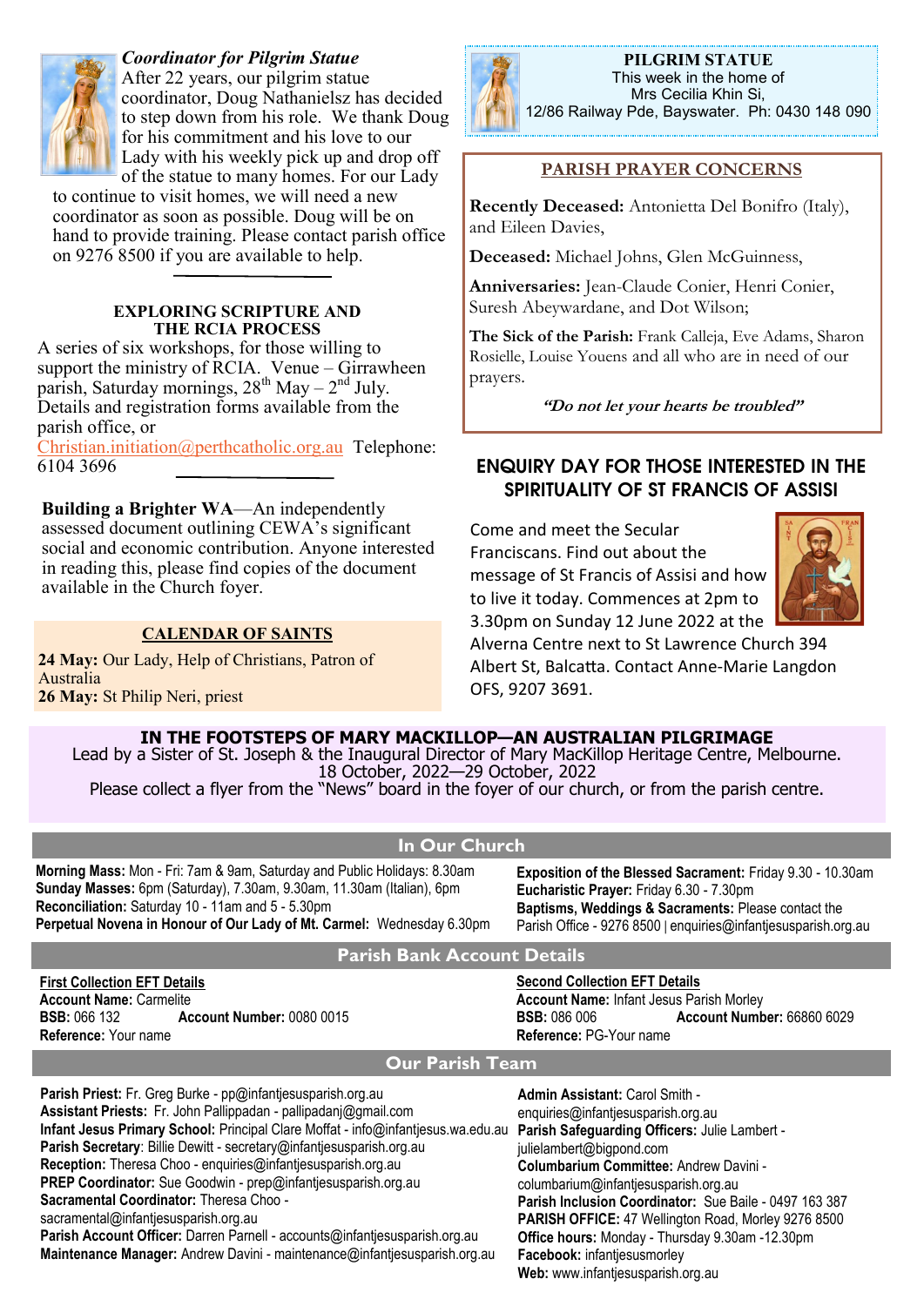### *Coordinator for Pilgrim Statue*

After 22 years, our pilgrim statue coordinator, Doug Nathanielsz has decided to step down from his role. We thank Doug for his commitment and his love to our Lady with his weekly pick up and drop off of the statue to many homes. For our Lady to continue to visit homes, we will need a new coordinator as soon as possible. Doug will be on hand to provide training. Please contact parish office on 9276 8500 if you are available to help.

---

### EXPLORING SCRIPTURE AND THE RCIA PROCESS

A series of six workshops, for those willing to support the ministry of RCIA. Venue – Girrawheen parish, Saturday mornings, 28th May – 2nd July. Details and registration forms available from the parish office, or Christian.initiation@perthcatholic.org.au Telephone: 6104 3696

---

**Building a Brighter WA**—An independently assessed document outlining CEWA's significant social and economic contribution. Anyone interested in reading this, please find copies of the document available in the Church foyer.

### CALENDAR OF SAINTS

**24 May:** Our Lady, Help of Christians, Patron of Australia
**26 May:** St Philip Neri, priest

### PILGRIM STATUE

This week in the home of
Mrs Cecilia Khin Si,
12/86 Railway Pde, Bayswater. Ph: 0430 148 090

### PARISH PRAYER CONCERNS

**Recently Deceased:** Antonietta Del Bonifro (Italy), and Eileen Davies,

**Deceased:** Michael Johns, Glen McGuinness,

**Anniversaries:** Jean-Claude Conier, Henri Conier, Suresh Abeywardane, and Dot Wilson;

**The Sick of the Parish:** Frank Calleja, Eve Adams, Sharon Rosielle, Louise Youens and all who are in need of our prayers.

***"Do not let your hearts be troubled"***

### ENQUIRY DAY FOR THOSE INTERESTED IN THE SPIRITUALITY OF ST FRANCIS OF ASSISI

Come and meet the Secular Franciscans. Find out about the message of St Francis of Assisi and how to live it today. Commences at 2pm to 3.30pm on Sunday 12 June 2022 at the Alverna Centre next to St Lawrence Church 394 Albert St, Balcatta. Contact Anne-Marie Langdon OFS, 9207 3691.

### IN THE FOOTSTEPS OF MARY MACKILLOP—AN AUSTRALIAN PILGRIMAGE

Lead by a Sister of St. Joseph & the Inaugural Director of Mary MacKillop Heritage Centre, Melbourne.
18 October, 2022—29 October, 2022
Please collect a flyer from the "News" board in the foyer of our church, or from the parish centre.

## In Our Church

**Morning Mass:** Mon - Fri: 7am & 9am, Saturday and Public Holidays: 8.30am
**Sunday Masses:** 6pm (Saturday), 7.30am, 9.30am, 11.30am (Italian), 6pm
**Reconciliation:** Saturday 10 - 11am and 5 - 5.30pm
**Perpetual Novena in Honour of Our Lady of Mt. Carmel:** Wednesday 6.30pm

**Exposition of the Blessed Sacrament:** Friday 9.30 - 10.30am
**Eucharistic Prayer:** Friday 6.30 - 7.30pm
**Baptisms, Weddings & Sacraments:** Please contact the Parish Office - 9276 8500 | enquiries@infantjesusparish.org.au

## Parish Bank Account Details

**First Collection EFT Details**
**Account Name:** Carmelite
**BSB:** 066 132 **Account Number:** 0080 0015
**Reference:** Your name

**Second Collection EFT Details**
**Account Name:** Infant Jesus Parish Morley
**BSB:** 086 006 **Account Number:** 66860 6029
**Reference:** PG-Your name

## Our Parish Team

**Parish Priest:** Fr. Greg Burke - pp@infantjesusparish.org.au
**Assistant Priests:** Fr. John Pallippadan - pallipadanj@gmail.com
**Infant Jesus Primary School:** Principal Clare Moffat - info@infantjesus.wa.edu.au
**Parish Secretary**: Billie Dewitt - secretary@infantjesusparish.org.au
**Reception:** Theresa Choo - enquiries@infantjesusparish.org.au
**PREP Coordinator:** Sue Goodwin - prep@infantjesusparish.org.au
**Sacramental Coordinator:** Theresa Choo - sacramental@infantjesusparish.org.au
**Parish Account Officer:** Darren Parnell - accounts@infantjesusparish.org.au
**Maintenance Manager:** Andrew Davini - maintenance@infantjesusparish.org.au

**Admin Assistant:** Carol Smith - enquiries@infantjesusparish.org.au
**Parish Safeguarding Officers:** Julie Lambert - julielambert@bigpond.com
**Columbarium Committee:** Andrew Davini - columbarium@infantjesusparish.org.au
**Parish Inclusion Coordinator:** Sue Baile - 0497 163 387
**PARISH OFFICE:** 47 Wellington Road, Morley 9276 8500
**Office hours:** Monday - Thursday 9.30am -12.30pm
**Facebook:** infantjesusmorley
**Web:** www.infantjesusparish.org.au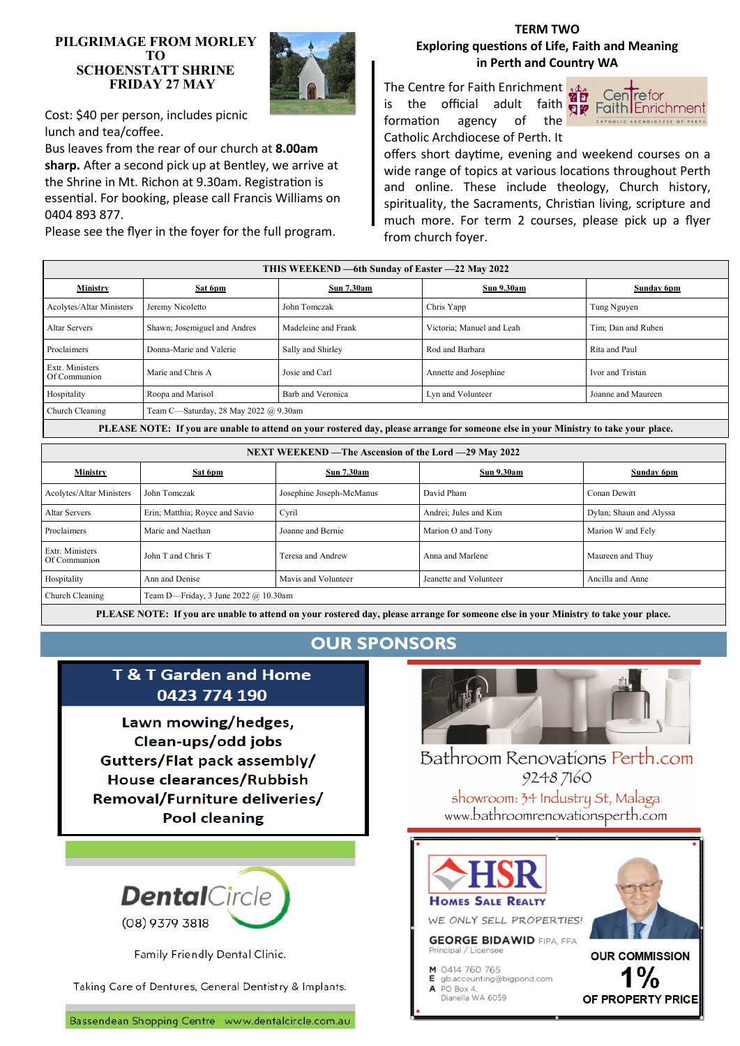## PILGRIMAGE FROM MORLEY TO SCHOENSTATT SHRINE FRIDAY 27 MAY

Cost: $40 per person, includes picnic lunch and tea/coffee.
Bus leaves from the rear of our church at **8.00am sharp.** After a second pick up at Bentley, we arrive at the Shrine in Mt. Richon at 9.30am. Registration is essential. For booking, please call Francis Williams on 0404 893 877.
Please see the flyer in the foyer for the full program.

## TERM TWO
### Exploring questions of Life, Faith and Meaning in Perth and Country WA

The Centre for Faith Enrichment is the official adult faith formation agency of the Catholic Archdiocese of Perth. It offers short daytime, evening and weekend courses on a wide range of topics at various locations throughout Perth and online. These include theology, Church history, spirituality, the Sacraments, Christian living, scripture and much more. For term 2 courses, please pick up a flyer from church foyer.

Centre for Faith Enrichment
CATHOLIC ARCHDIOCESE OF PERTH

**THIS WEEKEND —6th Sunday of Easter —22 May 2022**

| Ministry | Sat 6pm | Sun 7.30am | Sun 9.30am | Sunday 6pm |
|---|---|---|---|---|
| Acolytes/Altar Ministers | Jeremy Nicoletto | John Tomczak | Chris Yapp | Tung Nguyen |
| Altar Servers | Shawn; Josemiguel and Andres | Madeleine and Frank | Victoria; Manuel and Leah | Tim; Dan and Ruben |
| Proclaimers | Donna-Marie and Valerie | Sally and Shirley | Rod and Barbara | Rita and Paul |
| Extr. Ministers Of Communion | Marie and Chris A | Josie and Carl | Annette and Josephine | Ivor and Tristan |
| Hospitality | Roopa and Marisol | Barb and Veronica | Lyn and Volunteer | Joanne and Maureen |
| Church Cleaning | Team C—Saturday, 28 May 2022 @ 9.30am | | | |

**PLEASE NOTE: If you are unable to attend on your rostered day, please arrange for someone else in your Ministry to take your place.**

**NEXT WEEKEND —The Ascension of the Lord —29 May 2022**

| Ministry | Sat 6pm | Sun 7.30am | Sun 9.30am | Sunday 6pm |
|---|---|---|---|---|
| Acolytes/Altar Ministers | John Tomczak | Josephine Joseph-McManus | David Pham | Conan Dewitt |
| Altar Servers | Erin; Matthia; Royce and Savio | Cyril | Andrei; Jules and Kim | Dylan; Shaun and Alyssa |
| Proclaimers | Marie and Naethan | Joanne and Bernie | Marion O and Tony | Marion W and Fely |
| Extr. Ministers Of Communion | John T and Chris T | Teresa and Andrew | Anna and Marlene | Maureen and Thuy |
| Hospitality | Ann and Denise | Mavis and Volunteer | Jeanette and Volunteer | Ancilla and Anne |
| Church Cleaning | Team D—Friday, 3 June 2022 @ 10.30am | | | |

**PLEASE NOTE: If you are unable to attend on your rostered day, please arrange for someone else in your Ministry to take your place.**

## OUR SPONSORS

**T & T Garden and Home**
**0423 774 190**

**Lawn mowing/hedges, Clean-ups/odd jobs Gutters/Flat pack assembly/ House clearances/Rubbish Removal/Furniture deliveries/ Pool cleaning**

Bathroom Renovations Perth.com
9248 7160
showroom: 34 Industry St, Malaga
www.bathroomrenovationsperth.com

DentalCircle
(08) 9379 3818
Family Friendly Dental Clinic.
Taking Care of Dentures, General Dentistry & Implants.
Bassendean Shopping Centre www.dentalcircle.com.au

HSR
Homes Sale Realty
WE ONLY SELL PROPERTIES!
**GEORGE BIDAWID** FIPA, FFA
Principal / Licensee
M 0414 760 765
E gb.accounting@bigpond.com
A PO Box 4, Dianella WA 6059

**OUR COMMISSION 1% OF PROPERTY PRICE**